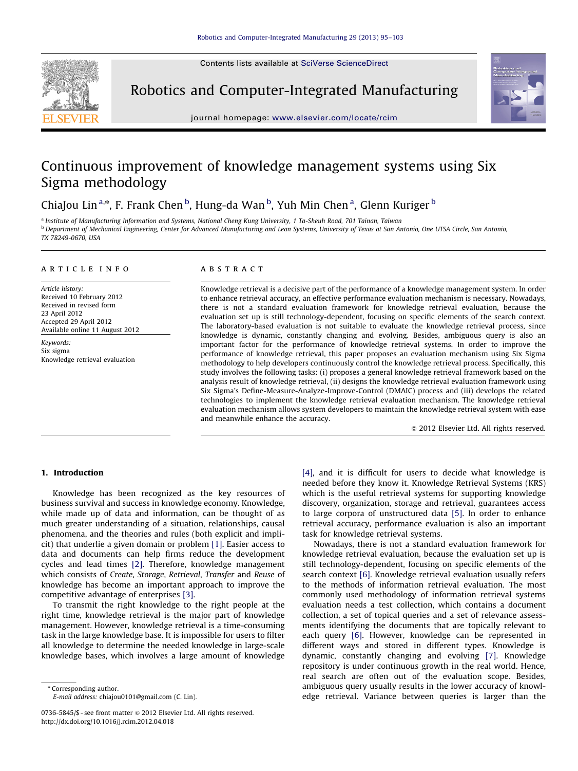# Continuous improvement of knowledge management systems using Six Sigma methodology

ChiaJou Lin [a,*], F. Frank Chen [b], Hung-da Wan [b], Yuh Min Chen [a], Glenn Kuriger [b]

[a] Institute of Manufacturing Information and Systems, National Cheng Kung University, 1 Ta-Sheuh Road, 701 Tainan, Taiwan

[b] Department of Mechanical Engineering, Center for Advanced Manufacturing and Lean Systems, University of Texas at San Antonio, One UTSA Circle, San Antonio, TX 78249-0670, USA

ARTICLE INFO

*Article history:*
Received 10 February 2012
Received in revised form
23 April 2012
Accepted 29 April 2012
Available online 11 August 2012

*Keywords:*
Six sigma
Knowledge retrieval evaluation

ABSTRACT

Knowledge retrieval is a decisive part of the performance of a knowledge management system. In order to enhance retrieval accuracy, an effective performance evaluation mechanism is necessary. Nowadays, there is not a standard evaluation framework for knowledge retrieval evaluation, because the evaluation set up is still technology-dependent, focusing on specific elements of the search context. The laboratory-based evaluation is not suitable to evaluate the knowledge retrieval process, since knowledge is dynamic, constantly changing and evolving. Besides, ambiguous query is also an important factor for the performance of knowledge retrieval systems. In order to improve the performance of knowledge retrieval, this paper proposes an evaluation mechanism using Six Sigma methodology to help developers continuously control the knowledge retrieval process. Specifically, this study involves the following tasks: (i) proposes a general knowledge retrieval framework based on the analysis result of knowledge retrieval, (ii) designs the knowledge retrieval evaluation framework using Six Sigma's Define-Measure-Analyze-Improve-Control (DMAIC) process and (iii) develops the related technologies to implement the knowledge retrieval evaluation mechanism. The knowledge retrieval evaluation mechanism allows system developers to maintain the knowledge retrieval system with ease and meanwhile enhance the accuracy.

© 2012 Elsevier Ltd. All rights reserved.

## 1. Introduction

Knowledge has been recognized as the key resources of business survival and success in knowledge economy. Knowledge, while made up of data and information, can be thought of as much greater understanding of a situation, relationships, causal phenomena, and the theories and rules (both explicit and implicit) that underlie a given domain or problem [1]. Easier access to data and documents can help firms reduce the development cycles and lead times [2]. Therefore, knowledge management which consists of *Create*, *Storage*, *Retrieval*, *Transfer* and *Reuse* of knowledge has become an important approach to improve the competitive advantage of enterprises [3].

To transmit the right knowledge to the right people at the right time, knowledge retrieval is the major part of knowledge management. However, knowledge retrieval is a time-consuming task in the large knowledge base. It is impossible for users to filter all knowledge to determine the needed knowledge in large-scale knowledge bases, which involves a large amount of knowledge [4], and it is difficult for users to decide what knowledge is needed before they know it. Knowledge Retrieval Systems (KRS) which is the useful retrieval systems for supporting knowledge discovery, organization, storage and retrieval, guarantees access to large corpora of unstructured data [5]. In order to enhance retrieval accuracy, performance evaluation is also an important task for knowledge retrieval systems.

Nowadays, there is not a standard evaluation framework for knowledge retrieval evaluation, because the evaluation set up is still technology-dependent, focusing on specific elements of the search context [6]. Knowledge retrieval evaluation usually refers to the methods of information retrieval evaluation. The most commonly used methodology of information retrieval systems evaluation needs a test collection, which contains a document collection, a set of topical queries and a set of relevance assessments identifying the documents that are topically relevant to each query [6]. However, knowledge can be represented in different ways and stored in different types. Knowledge is dynamic, constantly changing and evolving [7]. Knowledge repository is under continuous growth in the real world. Hence, real search are often out of the evaluation scope. Besides, ambiguous query usually results in the lower accuracy of knowledge retrieval. Variance between queries is larger than the

* Corresponding author.
E-mail address: chiajou0101@gmail.com (C. Lin).

0736-5845/$ - see front matter © 2012 Elsevier Ltd. All rights reserved.
http://dx.doi.org/10.1016/j.rcim.2012.04.018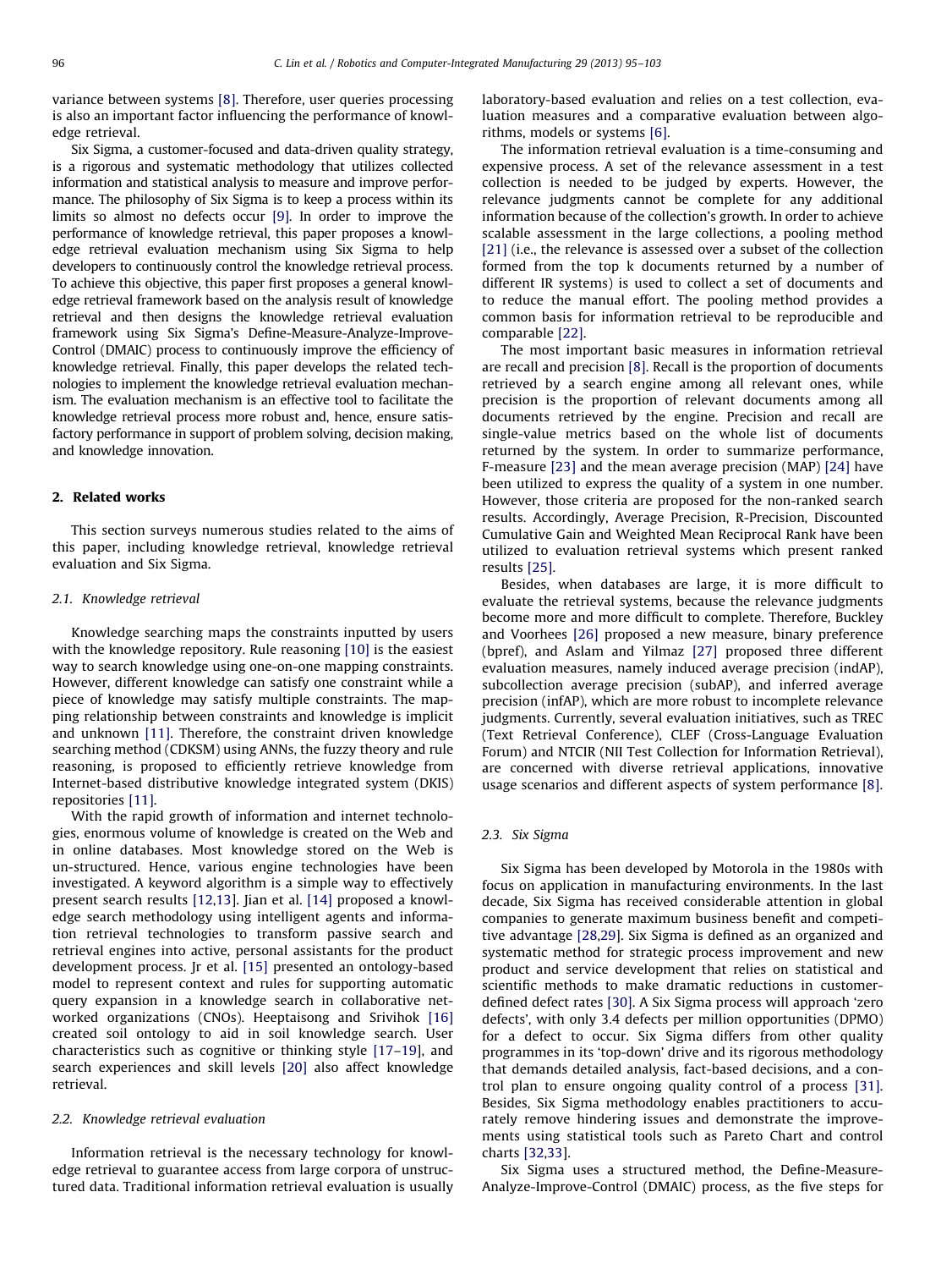variance between systems [8]. Therefore, user queries processing is also an important factor influencing the performance of knowledge retrieval.

Six Sigma, a customer-focused and data-driven quality strategy, is a rigorous and systematic methodology that utilizes collected information and statistical analysis to measure and improve performance. The philosophy of Six Sigma is to keep a process within its limits so almost no defects occur [9]. In order to improve the performance of knowledge retrieval, this paper proposes a knowledge retrieval evaluation mechanism using Six Sigma to help developers to continuously control the knowledge retrieval process. To achieve this objective, this paper first proposes a general knowledge retrieval framework based on the analysis result of knowledge retrieval and then designs the knowledge retrieval evaluation framework using Six Sigma's Define-Measure-Analyze-Improve-Control (DMAIC) process to continuously improve the efficiency of knowledge retrieval. Finally, this paper develops the related technologies to implement the knowledge retrieval evaluation mechanism. The evaluation mechanism is an effective tool to facilitate the knowledge retrieval process more robust and, hence, ensure satisfactory performance in support of problem solving, decision making, and knowledge innovation.

## 2. Related works

This section surveys numerous studies related to the aims of this paper, including knowledge retrieval, knowledge retrieval evaluation and Six Sigma.

### 2.1. Knowledge retrieval

Knowledge searching maps the constraints inputted by users with the knowledge repository. Rule reasoning [10] is the easiest way to search knowledge using one-on-one mapping constraints. However, different knowledge can satisfy one constraint while a piece of knowledge may satisfy multiple constraints. The mapping relationship between constraints and knowledge is implicit and unknown [11]. Therefore, the constraint driven knowledge searching method (CDKSM) using ANNs, the fuzzy theory and rule reasoning, is proposed to efficiently retrieve knowledge from Internet-based distributive knowledge integrated system (DKIS) repositories [11].

With the rapid growth of information and internet technologies, enormous volume of knowledge is created on the Web and in online databases. Most knowledge stored on the Web is un-structured. Hence, various engine technologies have been investigated. A keyword algorithm is a simple way to effectively present search results [12,13]. Jian et al. [14] proposed a knowledge search methodology using intelligent agents and information retrieval technologies to transform passive search and retrieval engines into active, personal assistants for the product development process. Jr et al. [15] presented an ontology-based model to represent context and rules for supporting automatic query expansion in a knowledge search in collaborative networked organizations (CNOs). Heeptaisong and Srivihok [16] created soil ontology to aid in soil knowledge search. User characteristics such as cognitive or thinking style [17–19], and search experiences and skill levels [20] also affect knowledge retrieval.

### 2.2. Knowledge retrieval evaluation

Information retrieval is the necessary technology for knowledge retrieval to guarantee access from large corpora of unstructured data. Traditional information retrieval evaluation is usually laboratory-based evaluation and relies on a test collection, evaluation measures and a comparative evaluation between algorithms, models or systems [6].

The information retrieval evaluation is a time-consuming and expensive process. A set of the relevance assessment in a test collection is needed to be judged by experts. However, the relevance judgments cannot be complete for any additional information because of the collection's growth. In order to achieve scalable assessment in the large collections, a pooling method [21] (i.e., the relevance is assessed over a subset of the collection formed from the top k documents returned by a number of different IR systems) is used to collect a set of documents and to reduce the manual effort. The pooling method provides a common basis for information retrieval to be reproducible and comparable [22].

The most important basic measures in information retrieval are recall and precision [8]. Recall is the proportion of documents retrieved by a search engine among all relevant ones, while precision is the proportion of relevant documents among all documents retrieved by the engine. Precision and recall are single-value metrics based on the whole list of documents returned by the system. In order to summarize performance, F-measure [23] and the mean average precision (MAP) [24] have been utilized to express the quality of a system in one number. However, those criteria are proposed for the non-ranked search results. Accordingly, Average Precision, R-Precision, Discounted Cumulative Gain and Weighted Mean Reciprocal Rank have been utilized to evaluation retrieval systems which present ranked results [25].

Besides, when databases are large, it is more difficult to evaluate the retrieval systems, because the relevance judgments become more and more difficult to complete. Therefore, Buckley and Voorhees [26] proposed a new measure, binary preference (bpref), and Aslam and Yilmaz [27] proposed three different evaluation measures, namely induced average precision (indAP), subcollection average precision (subAP), and inferred average precision (infAP), which are more robust to incomplete relevance judgments. Currently, several evaluation initiatives, such as TREC (Text Retrieval Conference), CLEF (Cross-Language Evaluation Forum) and NTCIR (NII Test Collection for Information Retrieval), are concerned with diverse retrieval applications, innovative usage scenarios and different aspects of system performance [8].

### 2.3. Six Sigma

Six Sigma has been developed by Motorola in the 1980s with focus on application in manufacturing environments. In the last decade, Six Sigma has received considerable attention in global companies to generate maximum business benefit and competitive advantage [28,29]. Six Sigma is defined as an organized and systematic method for strategic process improvement and new product and service development that relies on statistical and scientific methods to make dramatic reductions in customer-defined defect rates [30]. A Six Sigma process will approach 'zero defects', with only 3.4 defects per million opportunities (DPMO) for a defect to occur. Six Sigma differs from other quality programmes in its 'top-down' drive and its rigorous methodology that demands detailed analysis, fact-based decisions, and a control plan to ensure ongoing quality control of a process [31]. Besides, Six Sigma methodology enables practitioners to accurately remove hindering issues and demonstrate the improvements using statistical tools such as Pareto Chart and control charts [32,33].

Six Sigma uses a structured method, the Define-Measure-Analyze-Improve-Control (DMAIC) process, as the five steps for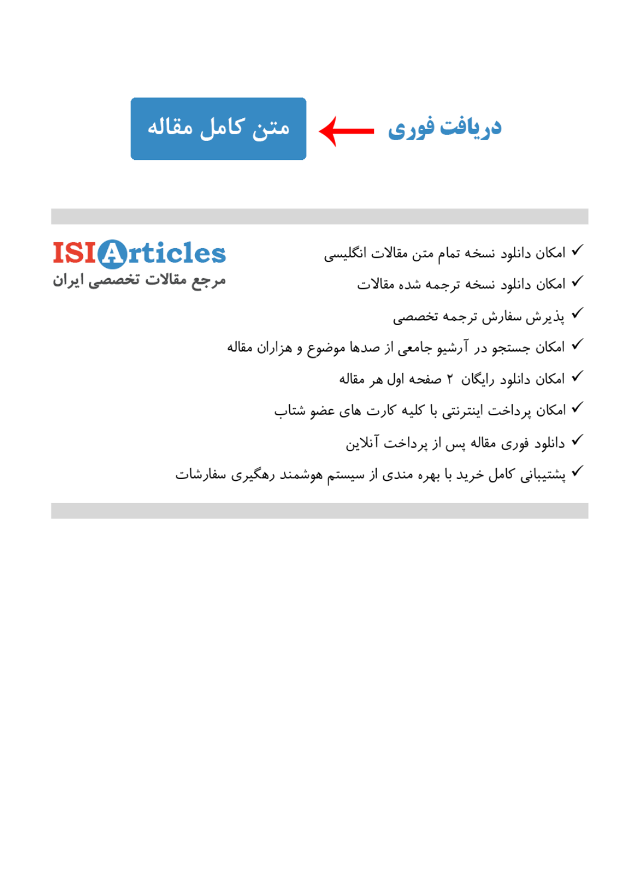دریافت فوری ← متن کامل مقاله

**ISIArticles**
مرجع مقالات تخصصی ایران

- ✓ امکان دانلود نسخه تمام متن مقالات انگلیسی
- ✓ امکان دانلود نسخه ترجمه شده مقالات
- ✓ پذیرش سفارش ترجمه تخصصی
- ✓ امکان جستجو در آرشیو جامعی از صدها موضوع و هزاران مقاله
- ✓ امکان دانلود رایگان ۲ صفحه اول هر مقاله
- ✓ امکان پرداخت اینترنتی با کلیه کارت های عضو شتاب
- ✓ دانلود فوری مقاله پس از پرداخت آنلاین
- ✓ پشتیبانی کامل خرید با بهره مندی از سیستم هوشمند رهگیری سفارشات